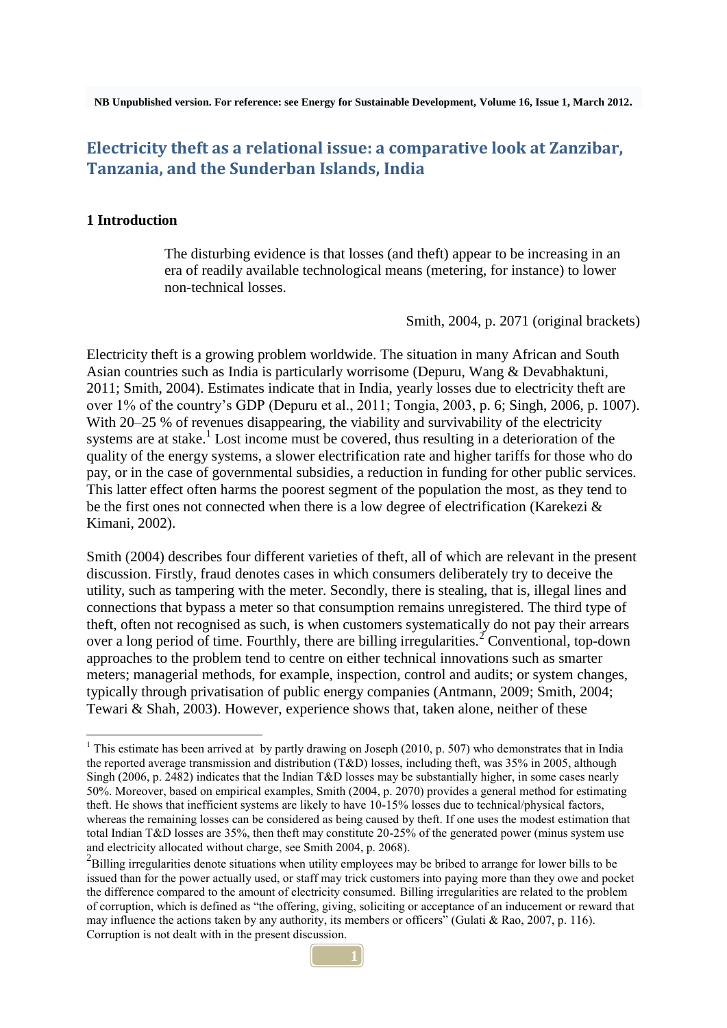NB Unpublished version. For reference: see Energy for Sustainable Development, Volume 16, Issue 1, March 2012.

# Electricity theft as a relational issue: a comparative look at Zanzibar, Tanzania, and the Sunderban Islands, India

## 1 Introduction

> The disturbing evidence is that losses (and theft) appear to be increasing in an era of readily available technological means (metering, for instance) to lower non-technical losses.
>
> Smith, 2004, p. 2071 (original brackets)

Electricity theft is a growing problem worldwide. The situation in many African and South Asian countries such as India is particularly worrisome (Depuru, Wang & Devabhaktuni, 2011; Smith, 2004). Estimates indicate that in India, yearly losses due to electricity theft are over 1% of the country's GDP (Depuru et al., 2011; Tongia, 2003, p. 6; Singh, 2006, p. 1007). With 20–25 % of revenues disappearing, the viability and survivability of the electricity systems are at stake.[1] Lost income must be covered, thus resulting in a deterioration of the quality of the energy systems, a slower electrification rate and higher tariffs for those who do pay, or in the case of governmental subsidies, a reduction in funding for other public services. This latter effect often harms the poorest segment of the population the most, as they tend to be the first ones not connected when there is a low degree of electrification (Karekezi & Kimani, 2002).

Smith (2004) describes four different varieties of theft, all of which are relevant in the present discussion. Firstly, fraud denotes cases in which consumers deliberately try to deceive the utility, such as tampering with the meter. Secondly, there is stealing, that is, illegal lines and connections that bypass a meter so that consumption remains unregistered. The third type of theft, often not recognised as such, is when customers systematically do not pay their arrears over a long period of time. Fourthly, there are billing irregularities.[2] Conventional, top-down approaches to the problem tend to centre on either technical innovations such as smarter meters; managerial methods, for example, inspection, control and audits; or system changes, typically through privatisation of public energy companies (Antmann, 2009; Smith, 2004; Tewari & Shah, 2003). However, experience shows that, taken alone, neither of these

---

[1] This estimate has been arrived at by partly drawing on Joseph (2010, p. 507) who demonstrates that in India the reported average transmission and distribution (T&D) losses, including theft, was 35% in 2005, although Singh (2006, p. 2482) indicates that the Indian T&D losses may be substantially higher, in some cases nearly 50%. Moreover, based on empirical examples, Smith (2004, p. 2070) provides a general method for estimating theft. He shows that inefficient systems are likely to have 10-15% losses due to technical/physical factors, whereas the remaining losses can be considered as being caused by theft. If one uses the modest estimation that total Indian T&D losses are 35%, then theft may constitute 20-25% of the generated power (minus system use and electricity allocated without charge, see Smith 2004, p. 2068).

[2] Billing irregularities denote situations when utility employees may be bribed to arrange for lower bills to be issued than for the power actually used, or staff may trick customers into paying more than they owe and pocket the difference compared to the amount of electricity consumed. Billing irregularities are related to the problem of corruption, which is defined as "the offering, giving, soliciting or acceptance of an inducement or reward that may influence the actions taken by any authority, its members or officers" (Gulati & Rao, 2007, p. 116). Corruption is not dealt with in the present discussion.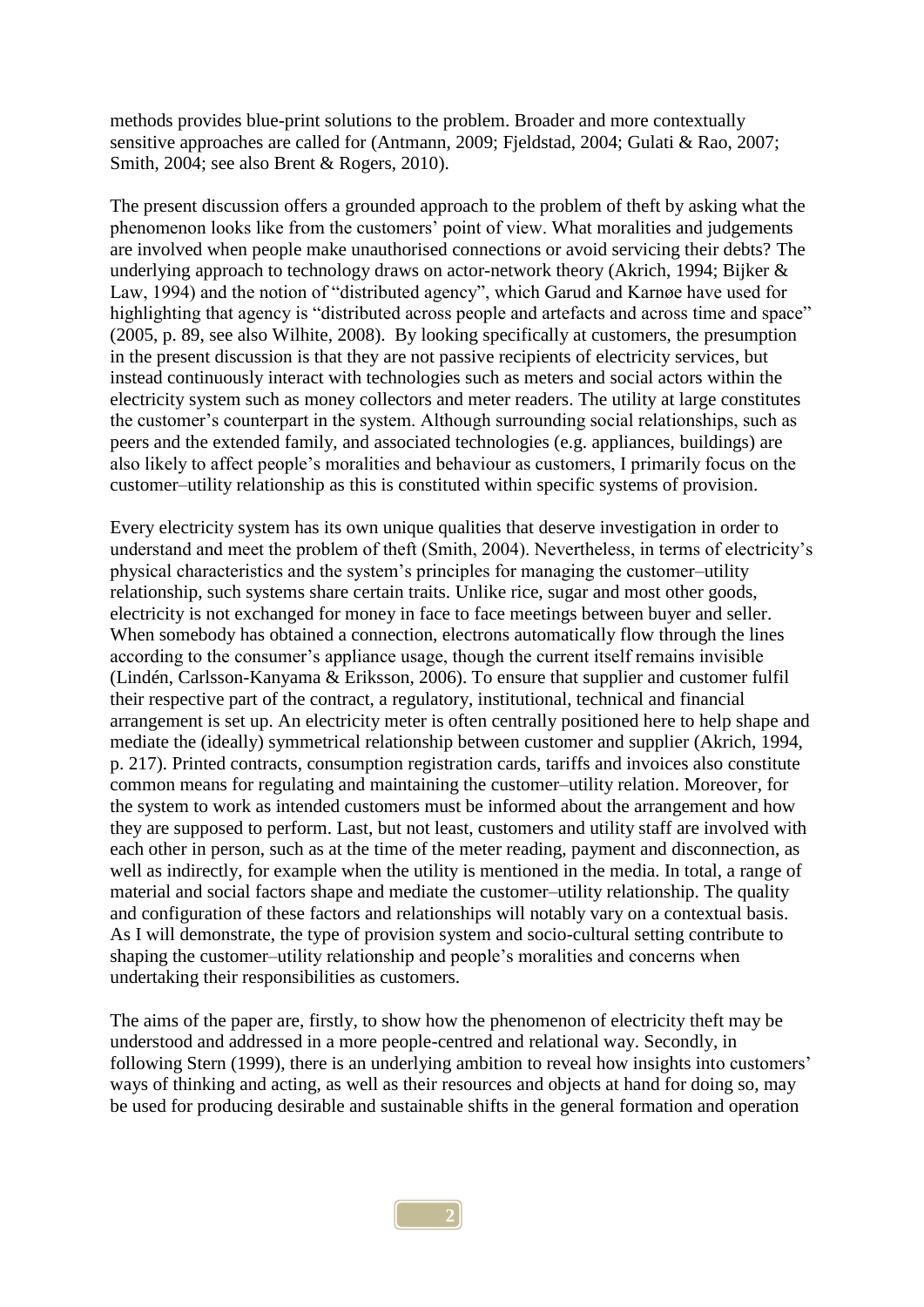methods provides blue-print solutions to the problem. Broader and more contextually sensitive approaches are called for (Antmann, 2009; Fjeldstad, 2004; Gulati & Rao, 2007; Smith, 2004; see also Brent & Rogers, 2010).

The present discussion offers a grounded approach to the problem of theft by asking what the phenomenon looks like from the customers' point of view. What moralities and judgements are involved when people make unauthorised connections or avoid servicing their debts? The underlying approach to technology draws on actor-network theory (Akrich, 1994; Bijker & Law, 1994) and the notion of "distributed agency", which Garud and Karnøe have used for highlighting that agency is "distributed across people and artefacts and across time and space" (2005, p. 89, see also Wilhite, 2008). By looking specifically at customers, the presumption in the present discussion is that they are not passive recipients of electricity services, but instead continuously interact with technologies such as meters and social actors within the electricity system such as money collectors and meter readers. The utility at large constitutes the customer's counterpart in the system. Although surrounding social relationships, such as peers and the extended family, and associated technologies (e.g. appliances, buildings) are also likely to affect people's moralities and behaviour as customers, I primarily focus on the customer–utility relationship as this is constituted within specific systems of provision.

Every electricity system has its own unique qualities that deserve investigation in order to understand and meet the problem of theft (Smith, 2004). Nevertheless, in terms of electricity's physical characteristics and the system's principles for managing the customer–utility relationship, such systems share certain traits. Unlike rice, sugar and most other goods, electricity is not exchanged for money in face to face meetings between buyer and seller. When somebody has obtained a connection, electrons automatically flow through the lines according to the consumer's appliance usage, though the current itself remains invisible (Lindén, Carlsson-Kanyama & Eriksson, 2006). To ensure that supplier and customer fulfil their respective part of the contract, a regulatory, institutional, technical and financial arrangement is set up. An electricity meter is often centrally positioned here to help shape and mediate the (ideally) symmetrical relationship between customer and supplier (Akrich, 1994, p. 217). Printed contracts, consumption registration cards, tariffs and invoices also constitute common means for regulating and maintaining the customer–utility relation. Moreover, for the system to work as intended customers must be informed about the arrangement and how they are supposed to perform. Last, but not least, customers and utility staff are involved with each other in person, such as at the time of the meter reading, payment and disconnection, as well as indirectly, for example when the utility is mentioned in the media. In total, a range of material and social factors shape and mediate the customer–utility relationship. The quality and configuration of these factors and relationships will notably vary on a contextual basis. As I will demonstrate, the type of provision system and socio-cultural setting contribute to shaping the customer–utility relationship and people's moralities and concerns when undertaking their responsibilities as customers.

The aims of the paper are, firstly, to show how the phenomenon of electricity theft may be understood and addressed in a more people-centred and relational way. Secondly, in following Stern (1999), there is an underlying ambition to reveal how insights into customers' ways of thinking and acting, as well as their resources and objects at hand for doing so, may be used for producing desirable and sustainable shifts in the general formation and operation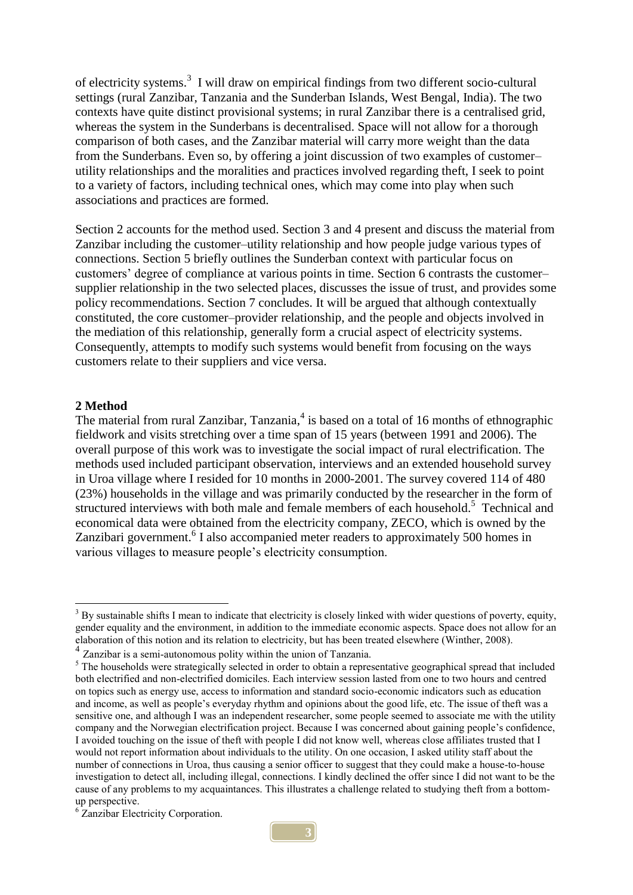of electricity systems.[3] I will draw on empirical findings from two different socio-cultural settings (rural Zanzibar, Tanzania and the Sunderban Islands, West Bengal, India). The two contexts have quite distinct provisional systems; in rural Zanzibar there is a centralised grid, whereas the system in the Sunderbans is decentralised. Space will not allow for a thorough comparison of both cases, and the Zanzibar material will carry more weight than the data from the Sunderbans. Even so, by offering a joint discussion of two examples of customer–utility relationships and the moralities and practices involved regarding theft, I seek to point to a variety of factors, including technical ones, which may come into play when such associations and practices are formed.

Section 2 accounts for the method used. Section 3 and 4 present and discuss the material from Zanzibar including the customer–utility relationship and how people judge various types of connections. Section 5 briefly outlines the Sunderban context with particular focus on customers' degree of compliance at various points in time. Section 6 contrasts the customer–supplier relationship in the two selected places, discusses the issue of trust, and provides some policy recommendations. Section 7 concludes. It will be argued that although contextually constituted, the core customer–provider relationship, and the people and objects involved in the mediation of this relationship, generally form a crucial aspect of electricity systems. Consequently, attempts to modify such systems would benefit from focusing on the ways customers relate to their suppliers and vice versa.

## 2 Method

The material from rural Zanzibar, Tanzania,[4] is based on a total of 16 months of ethnographic fieldwork and visits stretching over a time span of 15 years (between 1991 and 2006). The overall purpose of this work was to investigate the social impact of rural electrification. The methods used included participant observation, interviews and an extended household survey in Uroa village where I resided for 10 months in 2000-2001. The survey covered 114 of 480 (23%) households in the village and was primarily conducted by the researcher in the form of structured interviews with both male and female members of each household.[5] Technical and economical data were obtained from the electricity company, ZECO, which is owned by the Zanzibari government.[6] I also accompanied meter readers to approximately 500 homes in various villages to measure people's electricity consumption.

---

[3] By sustainable shifts I mean to indicate that electricity is closely linked with wider questions of poverty, equity, gender equality and the environment, in addition to the immediate economic aspects. Space does not allow for an elaboration of this notion and its relation to electricity, but has been treated elsewhere (Winther, 2008).

[4] Zanzibar is a semi-autonomous polity within the union of Tanzania.

[5] The households were strategically selected in order to obtain a representative geographical spread that included both electrified and non-electrified domiciles. Each interview session lasted from one to two hours and centred on topics such as energy use, access to information and standard socio-economic indicators such as education and income, as well as people's everyday rhythm and opinions about the good life, etc. The issue of theft was a sensitive one, and although I was an independent researcher, some people seemed to associate me with the utility company and the Norwegian electrification project. Because I was concerned about gaining people's confidence, I avoided touching on the issue of theft with people I did not know well, whereas close affiliates trusted that I would not report information about individuals to the utility. On one occasion, I asked utility staff about the number of connections in Uroa, thus causing a senior officer to suggest that they could make a house-to-house investigation to detect all, including illegal, connections. I kindly declined the offer since I did not want to be the cause of any problems to my acquaintances. This illustrates a challenge related to studying theft from a bottom-up perspective.

[6] Zanzibar Electricity Corporation.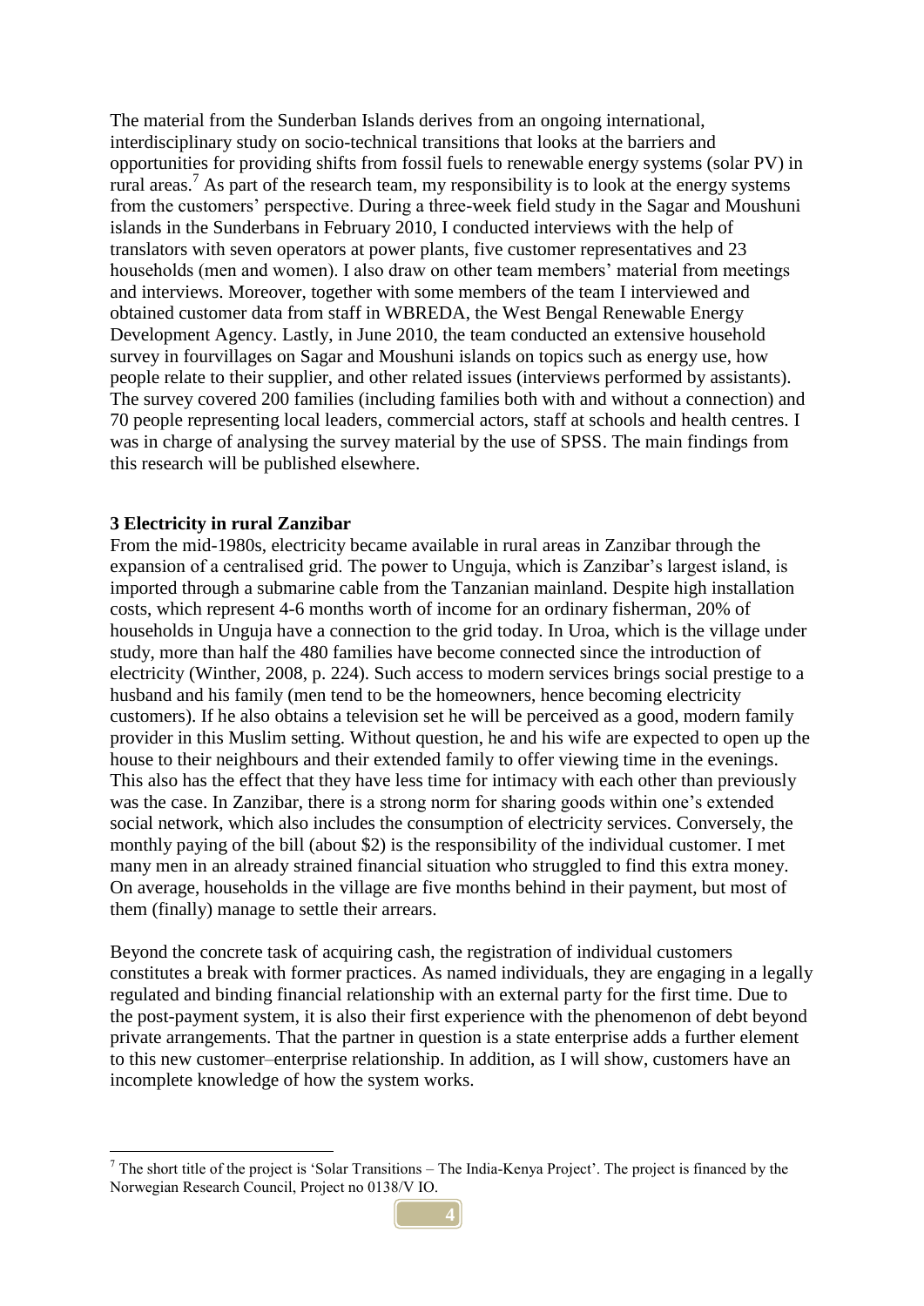The material from the Sunderban Islands derives from an ongoing international, interdisciplinary study on socio-technical transitions that looks at the barriers and opportunities for providing shifts from fossil fuels to renewable energy systems (solar PV) in rural areas.[7] As part of the research team, my responsibility is to look at the energy systems from the customers' perspective. During a three-week field study in the Sagar and Moushuni islands in the Sunderbans in February 2010, I conducted interviews with the help of translators with seven operators at power plants, five customer representatives and 23 households (men and women). I also draw on other team members' material from meetings and interviews. Moreover, together with some members of the team I interviewed and obtained customer data from staff in WBREDA, the West Bengal Renewable Energy Development Agency. Lastly, in June 2010, the team conducted an extensive household survey in fourvillages on Sagar and Moushuni islands on topics such as energy use, how people relate to their supplier, and other related issues (interviews performed by assistants). The survey covered 200 families (including families both with and without a connection) and 70 people representing local leaders, commercial actors, staff at schools and health centres. I was in charge of analysing the survey material by the use of SPSS. The main findings from this research will be published elsewhere.

## 3 Electricity in rural Zanzibar

From the mid-1980s, electricity became available in rural areas in Zanzibar through the expansion of a centralised grid. The power to Unguja, which is Zanzibar's largest island, is imported through a submarine cable from the Tanzanian mainland. Despite high installation costs, which represent 4-6 months worth of income for an ordinary fisherman, 20% of households in Unguja have a connection to the grid today. In Uroa, which is the village under study, more than half the 480 families have become connected since the introduction of electricity (Winther, 2008, p. 224). Such access to modern services brings social prestige to a husband and his family (men tend to be the homeowners, hence becoming electricity customers). If he also obtains a television set he will be perceived as a good, modern family provider in this Muslim setting. Without question, he and his wife are expected to open up the house to their neighbours and their extended family to offer viewing time in the evenings. This also has the effect that they have less time for intimacy with each other than previously was the case. In Zanzibar, there is a strong norm for sharing goods within one's extended social network, which also includes the consumption of electricity services. Conversely, the monthly paying of the bill (about $2) is the responsibility of the individual customer. I met many men in an already strained financial situation who struggled to find this extra money. On average, households in the village are five months behind in their payment, but most of them (finally) manage to settle their arrears.

Beyond the concrete task of acquiring cash, the registration of individual customers constitutes a break with former practices. As named individuals, they are engaging in a legally regulated and binding financial relationship with an external party for the first time. Due to the post-payment system, it is also their first experience with the phenomenon of debt beyond private arrangements. That the partner in question is a state enterprise adds a further element to this new customer–enterprise relationship. In addition, as I will show, customers have an incomplete knowledge of how the system works.

[7] The short title of the project is 'Solar Transitions – The India-Kenya Project'. The project is financed by the Norwegian Research Council, Project no 0138/V IO.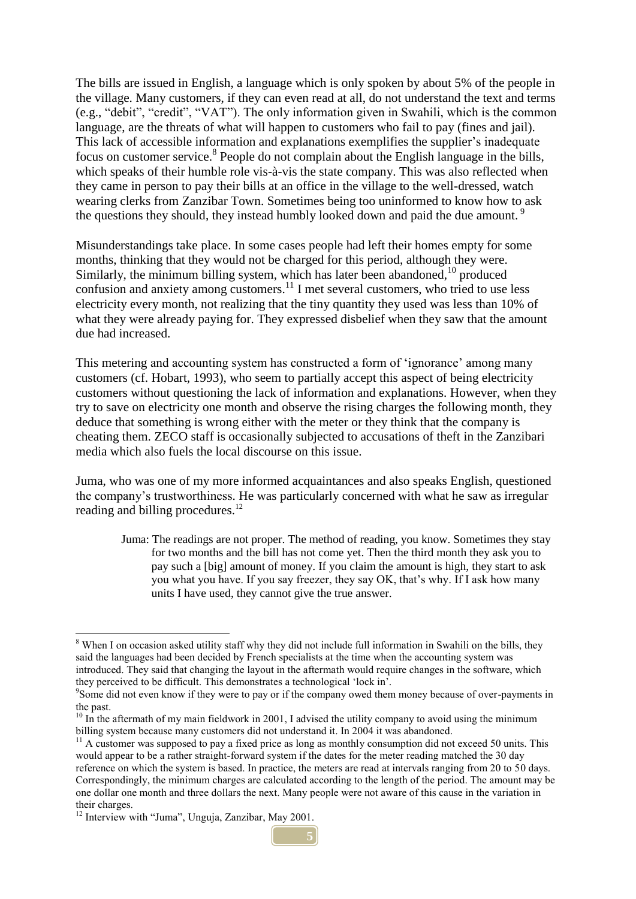The bills are issued in English, a language which is only spoken by about 5% of the people in the village. Many customers, if they can even read at all, do not understand the text and terms (e.g., "debit", "credit", "VAT"). The only information given in Swahili, which is the common language, are the threats of what will happen to customers who fail to pay (fines and jail). This lack of accessible information and explanations exemplifies the supplier's inadequate focus on customer service.[8] People do not complain about the English language in the bills, which speaks of their humble role vis-à-vis the state company. This was also reflected when they came in person to pay their bills at an office in the village to the well-dressed, watch wearing clerks from Zanzibar Town. Sometimes being too uninformed to know how to ask the questions they should, they instead humbly looked down and paid the due amount.[9]

Misunderstandings take place. In some cases people had left their homes empty for some months, thinking that they would not be charged for this period, although they were. Similarly, the minimum billing system, which has later been abandoned,[10] produced confusion and anxiety among customers.[11] I met several customers, who tried to use less electricity every month, not realizing that the tiny quantity they used was less than 10% of what they were already paying for. They expressed disbelief when they saw that the amount due had increased.

This metering and accounting system has constructed a form of 'ignorance' among many customers (cf. Hobart, 1993), who seem to partially accept this aspect of being electricity customers without questioning the lack of information and explanations. However, when they try to save on electricity one month and observe the rising charges the following month, they deduce that something is wrong either with the meter or they think that the company is cheating them. ZECO staff is occasionally subjected to accusations of theft in the Zanzibari media which also fuels the local discourse on this issue.

Juma, who was one of my more informed acquaintances and also speaks English, questioned the company's trustworthiness. He was particularly concerned with what he saw as irregular reading and billing procedures.[12]

> Juma: The readings are not proper. The method of reading, you know. Sometimes they stay for two months and the bill has not come yet. Then the third month they ask you to pay such a [big] amount of money. If you claim the amount is high, they start to ask you what you have. If you say freezer, they say OK, that's why. If I ask how many units I have used, they cannot give the true answer.

---

[8] When I on occasion asked utility staff why they did not include full information in Swahili on the bills, they said the languages had been decided by French specialists at the time when the accounting system was introduced. They said that changing the layout in the aftermath would require changes in the software, which they perceived to be difficult. This demonstrates a technological 'lock in'.

[9] Some did not even know if they were to pay or if the company owed them money because of over-payments in the past.

[10] In the aftermath of my main fieldwork in 2001, I advised the utility company to avoid using the minimum billing system because many customers did not understand it. In 2004 it was abandoned.

[11] A customer was supposed to pay a fixed price as long as monthly consumption did not exceed 50 units. This would appear to be a rather straight-forward system if the dates for the meter reading matched the 30 day reference on which the system is based. In practice, the meters are read at intervals ranging from 20 to 50 days. Correspondingly, the minimum charges are calculated according to the length of the period. The amount may be one dollar one month and three dollars the next. Many people were not aware of this cause in the variation in their charges.

[12] Interview with "Juma", Unguja, Zanzibar, May 2001.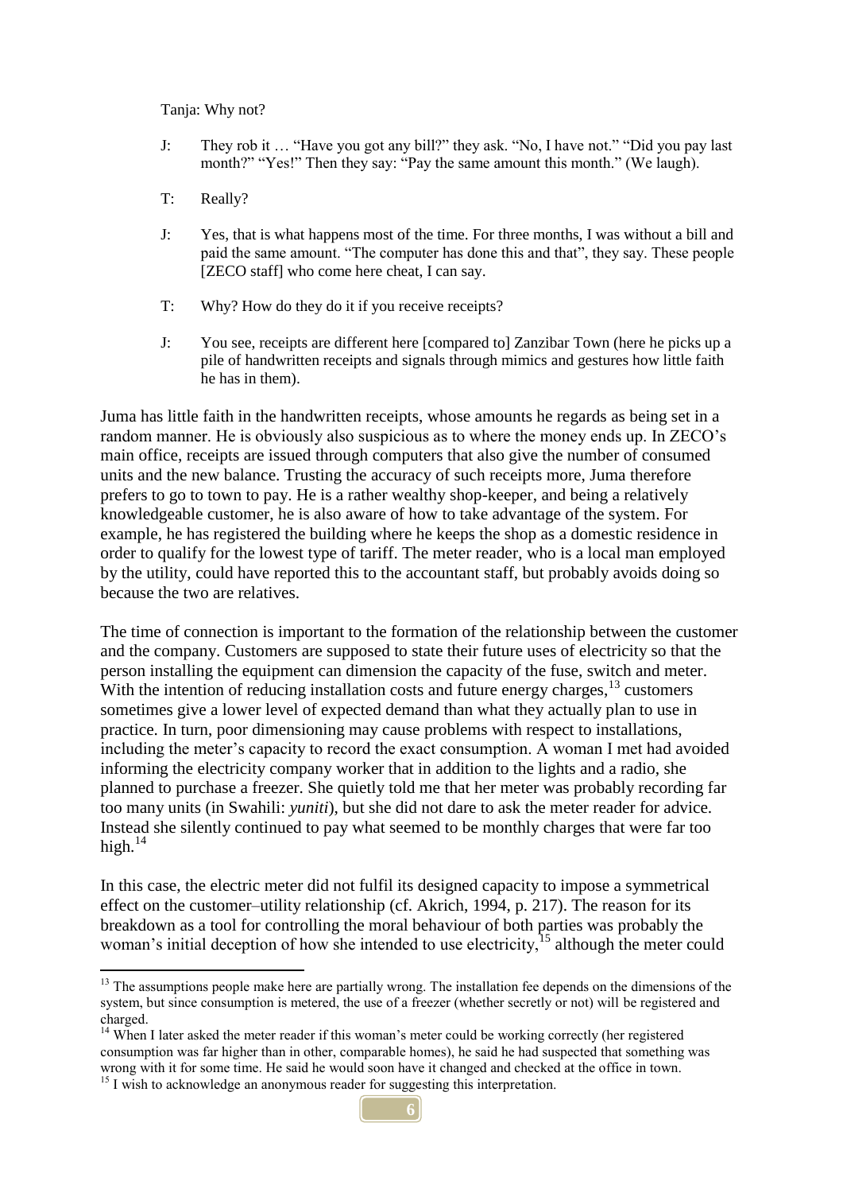Tanja: Why not?

J: They rob it … "Have you got any bill?" they ask. "No, I have not." "Did you pay last month?" "Yes!" Then they say: "Pay the same amount this month." (We laugh).

T: Really?

J: Yes, that is what happens most of the time. For three months, I was without a bill and paid the same amount. "The computer has done this and that", they say. These people [ZECO staff] who come here cheat, I can say.

T: Why? How do they do it if you receive receipts?

J: You see, receipts are different here [compared to] Zanzibar Town (here he picks up a pile of handwritten receipts and signals through mimics and gestures how little faith he has in them).

Juma has little faith in the handwritten receipts, whose amounts he regards as being set in a random manner. He is obviously also suspicious as to where the money ends up. In ZECO's main office, receipts are issued through computers that also give the number of consumed units and the new balance. Trusting the accuracy of such receipts more, Juma therefore prefers to go to town to pay. He is a rather wealthy shop-keeper, and being a relatively knowledgeable customer, he is also aware of how to take advantage of the system. For example, he has registered the building where he keeps the shop as a domestic residence in order to qualify for the lowest type of tariff. The meter reader, who is a local man employed by the utility, could have reported this to the accountant staff, but probably avoids doing so because the two are relatives.

The time of connection is important to the formation of the relationship between the customer and the company. Customers are supposed to state their future uses of electricity so that the person installing the equipment can dimension the capacity of the fuse, switch and meter. With the intention of reducing installation costs and future energy charges,[13] customers sometimes give a lower level of expected demand than what they actually plan to use in practice. In turn, poor dimensioning may cause problems with respect to installations, including the meter's capacity to record the exact consumption. A woman I met had avoided informing the electricity company worker that in addition to the lights and a radio, she planned to purchase a freezer. She quietly told me that her meter was probably recording far too many units (in Swahili: *yuniti*), but she did not dare to ask the meter reader for advice. Instead she silently continued to pay what seemed to be monthly charges that were far too high.[14]

In this case, the electric meter did not fulfil its designed capacity to impose a symmetrical effect on the customer–utility relationship (cf. Akrich, 1994, p. 217). The reason for its breakdown as a tool for controlling the moral behaviour of both parties was probably the woman's initial deception of how she intended to use electricity,[15] although the meter could

---

[13] The assumptions people make here are partially wrong. The installation fee depends on the dimensions of the system, but since consumption is metered, the use of a freezer (whether secretly or not) will be registered and charged.

[14] When I later asked the meter reader if this woman's meter could be working correctly (her registered consumption was far higher than in other, comparable homes), he said he had suspected that something was wrong with it for some time. He said he would soon have it changed and checked at the office in town.

[15] I wish to acknowledge an anonymous reader for suggesting this interpretation.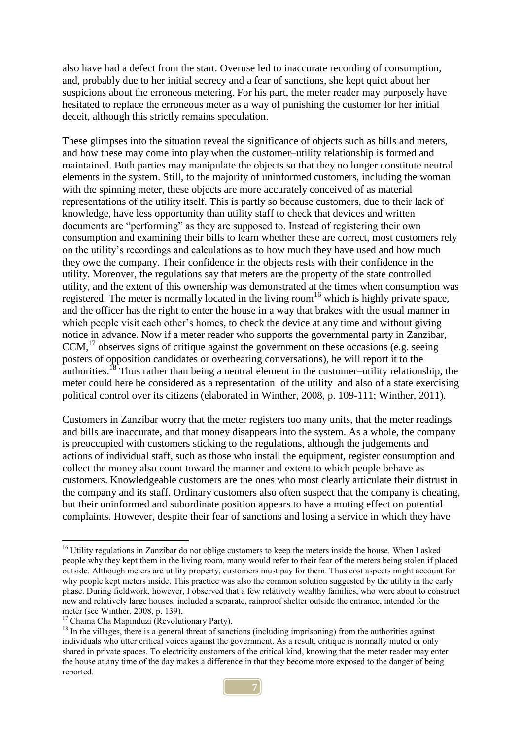also have had a defect from the start. Overuse led to inaccurate recording of consumption, and, probably due to her initial secrecy and a fear of sanctions, she kept quiet about her suspicions about the erroneous metering. For his part, the meter reader may purposely have hesitated to replace the erroneous meter as a way of punishing the customer for her initial deceit, although this strictly remains speculation.

These glimpses into the situation reveal the significance of objects such as bills and meters, and how these may come into play when the customer–utility relationship is formed and maintained. Both parties may manipulate the objects so that they no longer constitute neutral elements in the system. Still, to the majority of uninformed customers, including the woman with the spinning meter, these objects are more accurately conceived of as material representations of the utility itself. This is partly so because customers, due to their lack of knowledge, have less opportunity than utility staff to check that devices and written documents are "performing" as they are supposed to. Instead of registering their own consumption and examining their bills to learn whether these are correct, most customers rely on the utility's recordings and calculations as to how much they have used and how much they owe the company. Their confidence in the objects rests with their confidence in the utility. Moreover, the regulations say that meters are the property of the state controlled utility, and the extent of this ownership was demonstrated at the times when consumption was registered. The meter is normally located in the living room[16] which is highly private space, and the officer has the right to enter the house in a way that brakes with the usual manner in which people visit each other's homes, to check the device at any time and without giving notice in advance. Now if a meter reader who supports the governmental party in Zanzibar, CCM,[17] observes signs of critique against the government on these occasions (e.g. seeing posters of opposition candidates or overhearing conversations), he will report it to the authorities.[18] Thus rather than being a neutral element in the customer–utility relationship, the meter could here be considered as a representation of the utility and also of a state exercising political control over its citizens (elaborated in Winther, 2008, p. 109-111; Winther, 2011).

Customers in Zanzibar worry that the meter registers too many units, that the meter readings and bills are inaccurate, and that money disappears into the system. As a whole, the company is preoccupied with customers sticking to the regulations, although the judgements and actions of individual staff, such as those who install the equipment, register consumption and collect the money also count toward the manner and extent to which people behave as customers. Knowledgeable customers are the ones who most clearly articulate their distrust in the company and its staff. Ordinary customers also often suspect that the company is cheating, but their uninformed and subordinate position appears to have a muting effect on potential complaints. However, despite their fear of sanctions and losing a service in which they have

---

[16] Utility regulations in Zanzibar do not oblige customers to keep the meters inside the house. When I asked people why they kept them in the living room, many would refer to their fear of the meters being stolen if placed outside. Although meters are utility property, customers must pay for them. Thus cost aspects might account for why people kept meters inside. This practice was also the common solution suggested by the utility in the early phase. During fieldwork, however, I observed that a few relatively wealthy families, who were about to construct new and relatively large houses, included a separate, rainproof shelter outside the entrance, intended for the meter (see Winther, 2008, p. 139).

[17] Chama Cha Mapinduzi (Revolutionary Party).

[18] In the villages, there is a general threat of sanctions (including imprisoning) from the authorities against individuals who utter critical voices against the government. As a result, critique is normally muted or only shared in private spaces. To electricity customers of the critical kind, knowing that the meter reader may enter the house at any time of the day makes a difference in that they become more exposed to the danger of being reported.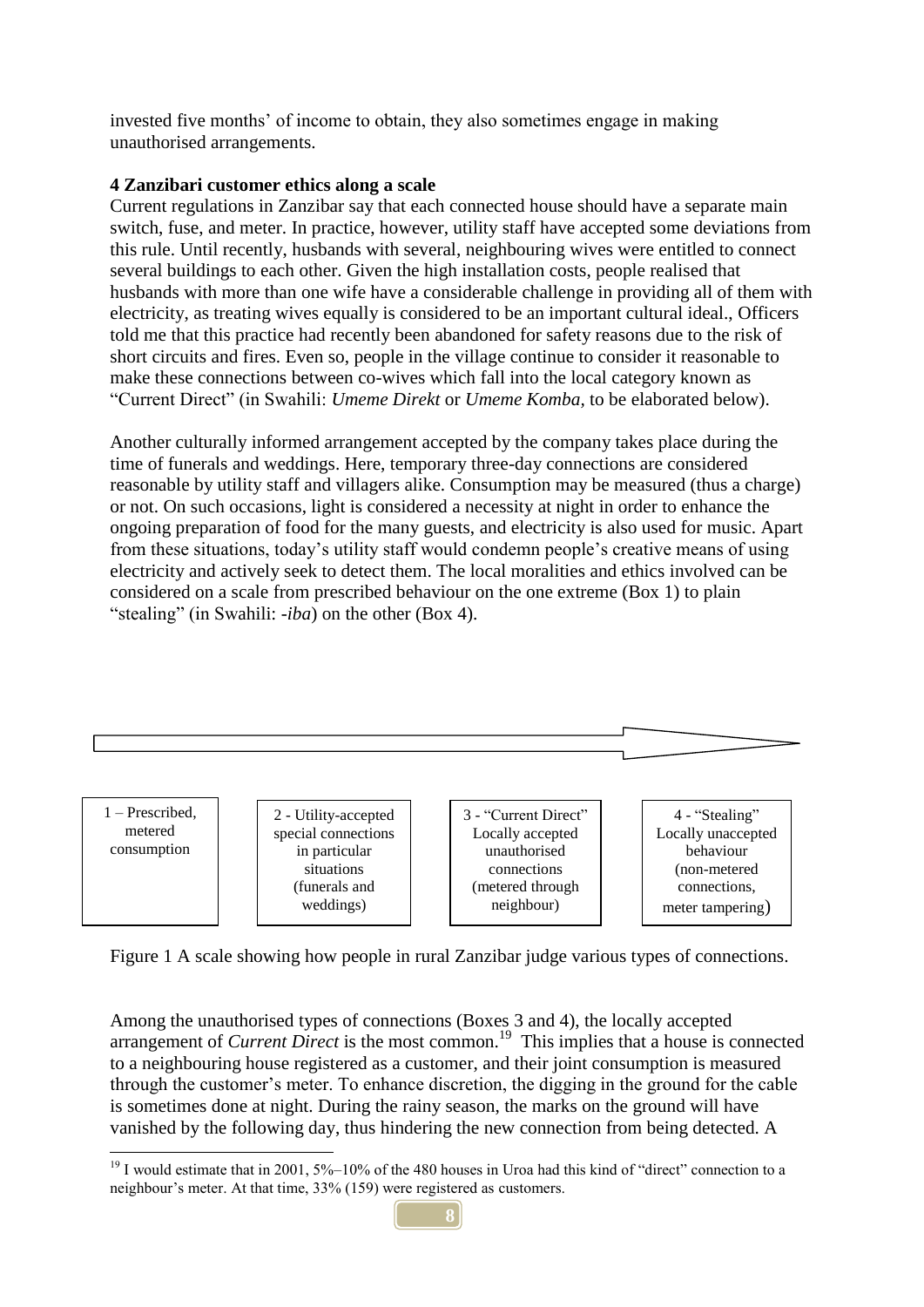invested five months' of income to obtain, they also sometimes engage in making unauthorised arrangements.

### 4 Zanzibari customer ethics along a scale

Current regulations in Zanzibar say that each connected house should have a separate main switch, fuse, and meter. In practice, however, utility staff have accepted some deviations from this rule. Until recently, husbands with several, neighbouring wives were entitled to connect several buildings to each other. Given the high installation costs, people realised that husbands with more than one wife have a considerable challenge in providing all of them with electricity, as treating wives equally is considered to be an important cultural ideal., Officers told me that this practice had recently been abandoned for safety reasons due to the risk of short circuits and fires. Even so, people in the village continue to consider it reasonable to make these connections between co-wives which fall into the local category known as "Current Direct" (in Swahili: *Umeme Direkt* or *Umeme Komba,* to be elaborated below).

Another culturally informed arrangement accepted by the company takes place during the time of funerals and weddings. Here, temporary three-day connections are considered reasonable by utility staff and villagers alike. Consumption may be measured (thus a charge) or not. On such occasions, light is considered a necessity at night in order to enhance the ongoing preparation of food for the many guests, and electricity is also used for music. Apart from these situations, today's utility staff would condemn people's creative means of using electricity and actively seek to detect them. The local moralities and ethics involved can be considered on a scale from prescribed behaviour on the one extreme (Box 1) to plain "stealing" (in Swahili: *-iba*) on the other (Box 4).

| 1 – Prescribed, metered consumption | 2 - Utility-accepted special connections in particular situations (funerals and weddings) | 3 - "Current Direct" Locally accepted unauthorised connections (metered through neighbour) | 4 - "Stealing" Locally unaccepted behaviour (non-metered connections, meter tampering) |
|---|---|---|---|

Figure 1 A scale showing how people in rural Zanzibar judge various types of connections.

Among the unauthorised types of connections (Boxes 3 and 4), the locally accepted arrangement of *Current Direct* is the most common.[19] This implies that a house is connected to a neighbouring house registered as a customer, and their joint consumption is measured through the customer's meter. To enhance discretion, the digging in the ground for the cable is sometimes done at night. During the rainy season, the marks on the ground will have vanished by the following day, thus hindering the new connection from being detected. A

[19] I would estimate that in 2001, 5%–10% of the 480 houses in Uroa had this kind of "direct" connection to a neighbour's meter. At that time, 33% (159) were registered as customers.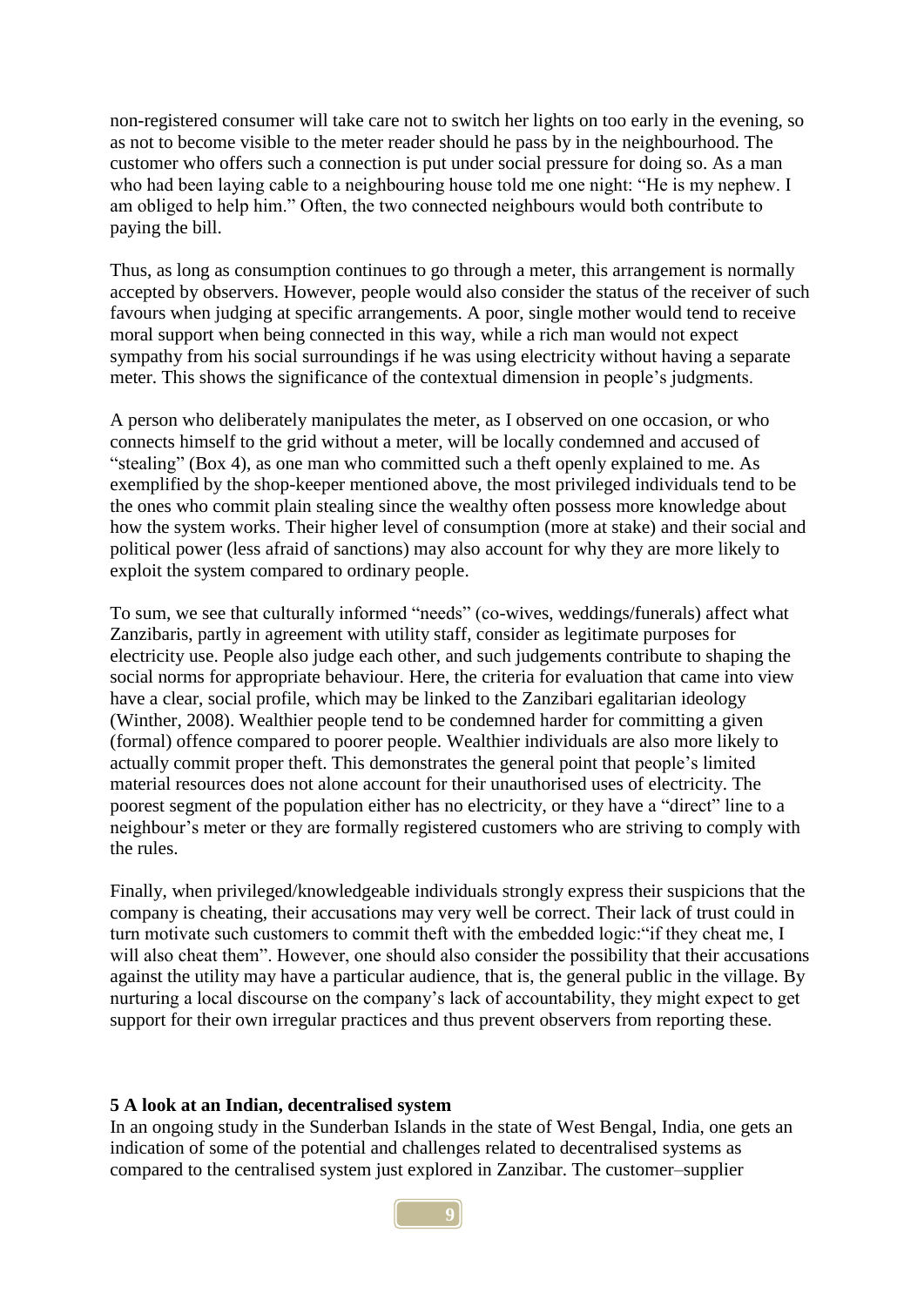non-registered consumer will take care not to switch her lights on too early in the evening, so as not to become visible to the meter reader should he pass by in the neighbourhood. The customer who offers such a connection is put under social pressure for doing so. As a man who had been laying cable to a neighbouring house told me one night: "He is my nephew. I am obliged to help him." Often, the two connected neighbours would both contribute to paying the bill.

Thus, as long as consumption continues to go through a meter, this arrangement is normally accepted by observers. However, people would also consider the status of the receiver of such favours when judging at specific arrangements. A poor, single mother would tend to receive moral support when being connected in this way, while a rich man would not expect sympathy from his social surroundings if he was using electricity without having a separate meter. This shows the significance of the contextual dimension in people's judgments.

A person who deliberately manipulates the meter, as I observed on one occasion, or who connects himself to the grid without a meter, will be locally condemned and accused of "stealing" (Box 4), as one man who committed such a theft openly explained to me. As exemplified by the shop-keeper mentioned above, the most privileged individuals tend to be the ones who commit plain stealing since the wealthy often possess more knowledge about how the system works. Their higher level of consumption (more at stake) and their social and political power (less afraid of sanctions) may also account for why they are more likely to exploit the system compared to ordinary people.

To sum, we see that culturally informed "needs" (co-wives, weddings/funerals) affect what Zanzibaris, partly in agreement with utility staff, consider as legitimate purposes for electricity use. People also judge each other, and such judgements contribute to shaping the social norms for appropriate behaviour. Here, the criteria for evaluation that came into view have a clear, social profile, which may be linked to the Zanzibari egalitarian ideology (Winther, 2008). Wealthier people tend to be condemned harder for committing a given (formal) offence compared to poorer people. Wealthier individuals are also more likely to actually commit proper theft. This demonstrates the general point that people's limited material resources does not alone account for their unauthorised uses of electricity. The poorest segment of the population either has no electricity, or they have a "direct" line to a neighbour's meter or they are formally registered customers who are striving to comply with the rules.

Finally, when privileged/knowledgeable individuals strongly express their suspicions that the company is cheating, their accusations may very well be correct. Their lack of trust could in turn motivate such customers to commit theft with the embedded logic:"if they cheat me, I will also cheat them". However, one should also consider the possibility that their accusations against the utility may have a particular audience, that is, the general public in the village. By nurturing a local discourse on the company's lack of accountability, they might expect to get support for their own irregular practices and thus prevent observers from reporting these.

## 5 A look at an Indian, decentralised system

In an ongoing study in the Sunderban Islands in the state of West Bengal, India, one gets an indication of some of the potential and challenges related to decentralised systems as compared to the centralised system just explored in Zanzibar. The customer–supplier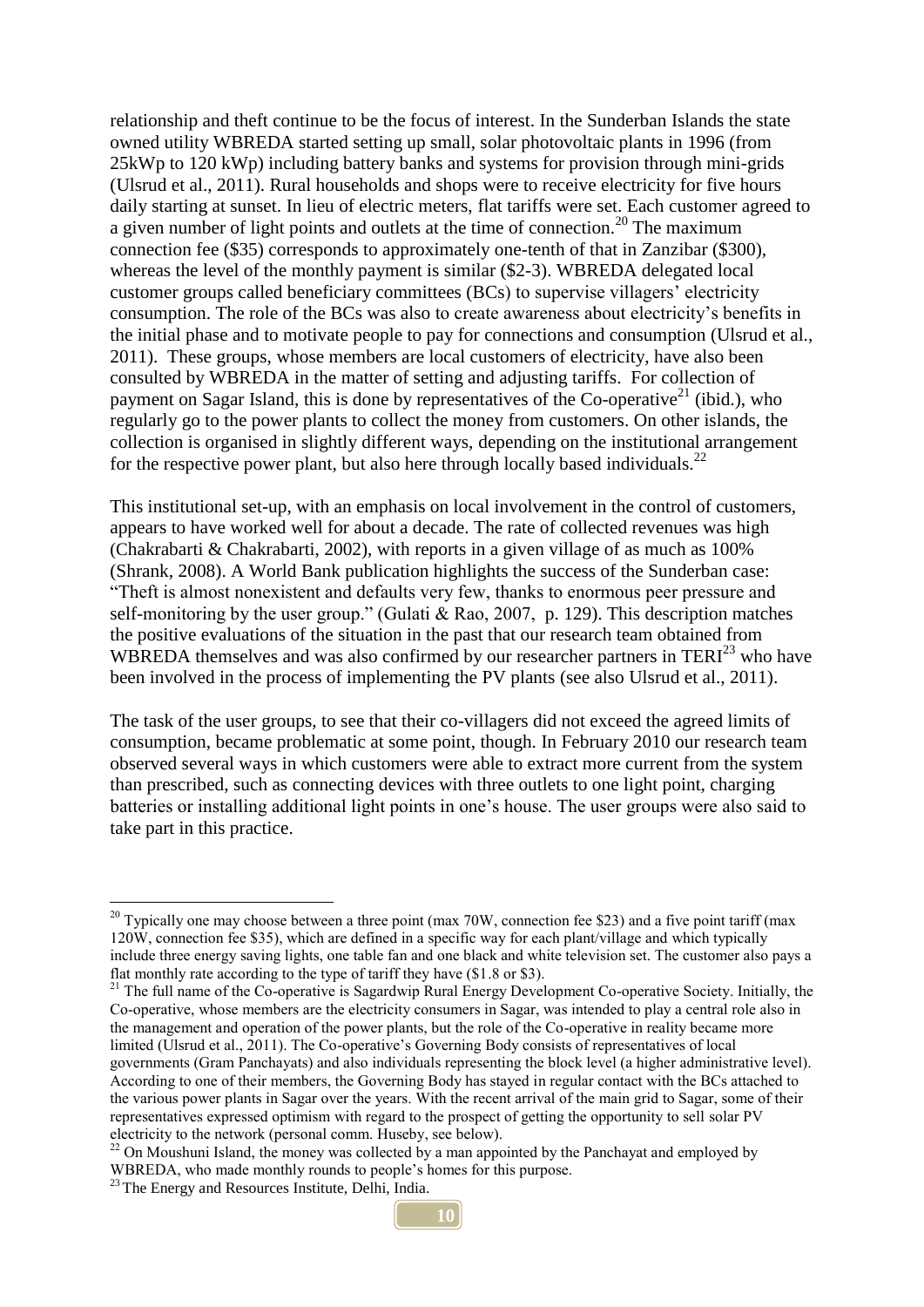relationship and theft continue to be the focus of interest. In the Sunderban Islands the state owned utility WBREDA started setting up small, solar photovoltaic plants in 1996 (from 25kWp to 120 kWp) including battery banks and systems for provision through mini-grids (Ulsrud et al., 2011). Rural households and shops were to receive electricity for five hours daily starting at sunset. In lieu of electric meters, flat tariffs were set. Each customer agreed to a given number of light points and outlets at the time of connection.[20] The maximum connection fee ($35) corresponds to approximately one-tenth of that in Zanzibar ($300), whereas the level of the monthly payment is similar ($2-3). WBREDA delegated local customer groups called beneficiary committees (BCs) to supervise villagers' electricity consumption. The role of the BCs was also to create awareness about electricity's benefits in the initial phase and to motivate people to pay for connections and consumption (Ulsrud et al., 2011). These groups, whose members are local customers of electricity, have also been consulted by WBREDA in the matter of setting and adjusting tariffs. For collection of payment on Sagar Island, this is done by representatives of the Co-operative[21] (ibid.), who regularly go to the power plants to collect the money from customers. On other islands, the collection is organised in slightly different ways, depending on the institutional arrangement for the respective power plant, but also here through locally based individuals.[22]

This institutional set-up, with an emphasis on local involvement in the control of customers, appears to have worked well for about a decade. The rate of collected revenues was high (Chakrabarti & Chakrabarti, 2002), with reports in a given village of as much as 100% (Shrank, 2008). A World Bank publication highlights the success of the Sunderban case: "Theft is almost nonexistent and defaults very few, thanks to enormous peer pressure and self-monitoring by the user group." (Gulati & Rao, 2007, p. 129). This description matches the positive evaluations of the situation in the past that our research team obtained from WBREDA themselves and was also confirmed by our researcher partners in TERI[23] who have been involved in the process of implementing the PV plants (see also Ulsrud et al., 2011).

The task of the user groups, to see that their co-villagers did not exceed the agreed limits of consumption, became problematic at some point, though. In February 2010 our research team observed several ways in which customers were able to extract more current from the system than prescribed, such as connecting devices with three outlets to one light point, charging batteries or installing additional light points in one's house. The user groups were also said to take part in this practice.

---

[20] Typically one may choose between a three point (max 70W, connection fee $23) and a five point tariff (max 120W, connection fee $35), which are defined in a specific way for each plant/village and which typically include three energy saving lights, one table fan and one black and white television set. The customer also pays a flat monthly rate according to the type of tariff they have ($1.8 or $3).

[21] The full name of the Co-operative is Sagardwip Rural Energy Development Co-operative Society. Initially, the Co-operative, whose members are the electricity consumers in Sagar, was intended to play a central role also in the management and operation of the power plants, but the role of the Co-operative in reality became more limited (Ulsrud et al., 2011). The Co-operative's Governing Body consists of representatives of local governments (Gram Panchayats) and also individuals representing the block level (a higher administrative level). According to one of their members, the Governing Body has stayed in regular contact with the BCs attached to the various power plants in Sagar over the years. With the recent arrival of the main grid to Sagar, some of their representatives expressed optimism with regard to the prospect of getting the opportunity to sell solar PV electricity to the network (personal comm. Huseby, see below).

[22] On Moushuni Island, the money was collected by a man appointed by the Panchayat and employed by WBREDA, who made monthly rounds to people's homes for this purpose.

[23] The Energy and Resources Institute, Delhi, India.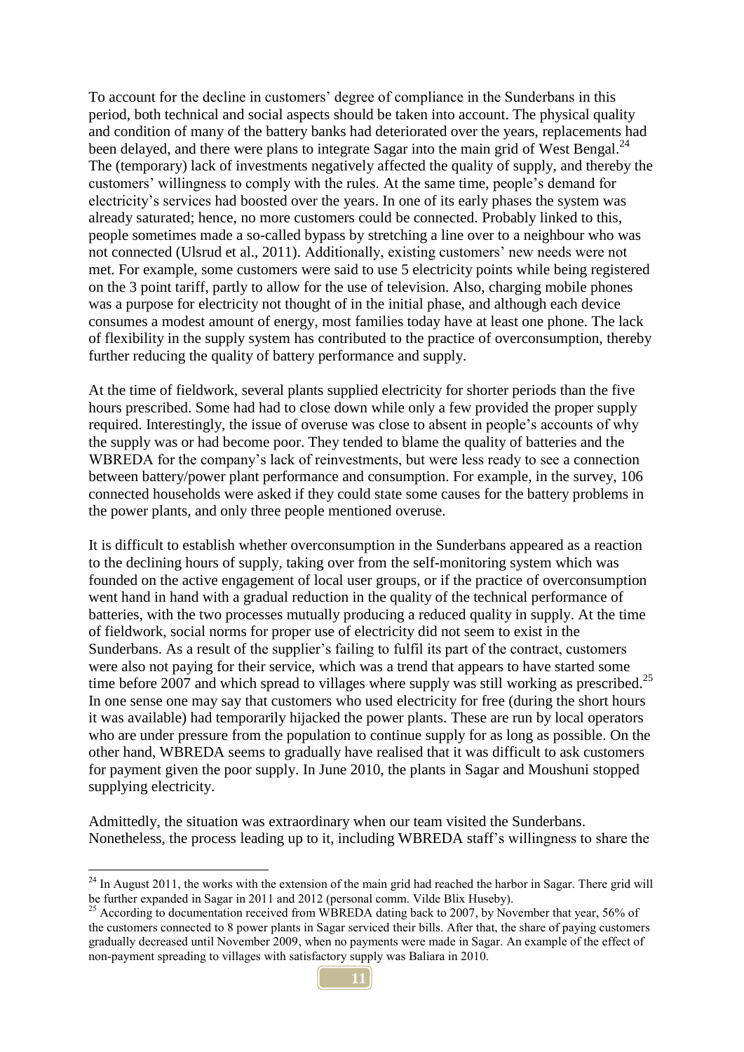To account for the decline in customers' degree of compliance in the Sunderbans in this period, both technical and social aspects should be taken into account. The physical quality and condition of many of the battery banks had deteriorated over the years, replacements had been delayed, and there were plans to integrate Sagar into the main grid of West Bengal.[24] The (temporary) lack of investments negatively affected the quality of supply, and thereby the customers' willingness to comply with the rules. At the same time, people's demand for electricity's services had boosted over the years. In one of its early phases the system was already saturated; hence, no more customers could be connected. Probably linked to this, people sometimes made a so-called bypass by stretching a line over to a neighbour who was not connected (Ulsrud et al., 2011). Additionally, existing customers' new needs were not met. For example, some customers were said to use 5 electricity points while being registered on the 3 point tariff, partly to allow for the use of television. Also, charging mobile phones was a purpose for electricity not thought of in the initial phase, and although each device consumes a modest amount of energy, most families today have at least one phone. The lack of flexibility in the supply system has contributed to the practice of overconsumption, thereby further reducing the quality of battery performance and supply.

At the time of fieldwork, several plants supplied electricity for shorter periods than the five hours prescribed. Some had had to close down while only a few provided the proper supply required. Interestingly, the issue of overuse was close to absent in people's accounts of why the supply was or had become poor. They tended to blame the quality of batteries and the WBREDA for the company's lack of reinvestments, but were less ready to see a connection between battery/power plant performance and consumption. For example, in the survey, 106 connected households were asked if they could state some causes for the battery problems in the power plants, and only three people mentioned overuse.

It is difficult to establish whether overconsumption in the Sunderbans appeared as a reaction to the declining hours of supply, taking over from the self-monitoring system which was founded on the active engagement of local user groups, or if the practice of overconsumption went hand in hand with a gradual reduction in the quality of the technical performance of batteries, with the two processes mutually producing a reduced quality in supply. At the time of fieldwork, social norms for proper use of electricity did not seem to exist in the Sunderbans. As a result of the supplier's failing to fulfil its part of the contract, customers were also not paying for their service, which was a trend that appears to have started some time before 2007 and which spread to villages where supply was still working as prescribed.[25] In one sense one may say that customers who used electricity for free (during the short hours it was available) had temporarily hijacked the power plants. These are run by local operators who are under pressure from the population to continue supply for as long as possible. On the other hand, WBREDA seems to gradually have realised that it was difficult to ask customers for payment given the poor supply. In June 2010, the plants in Sagar and Moushuni stopped supplying electricity.

Admittedly, the situation was extraordinary when our team visited the Sunderbans. Nonetheless, the process leading up to it, including WBREDA staff's willingness to share the

---

[24] In August 2011, the works with the extension of the main grid had reached the harbor in Sagar. There grid will be further expanded in Sagar in 2011 and 2012 (personal comm. Vilde Blix Huseby).

[25] According to documentation received from WBREDA dating back to 2007, by November that year, 56% of the customers connected to 8 power plants in Sagar serviced their bills. After that, the share of paying customers gradually decreased until November 2009, when no payments were made in Sagar. An example of the effect of non-payment spreading to villages with satisfactory supply was Baliara in 2010.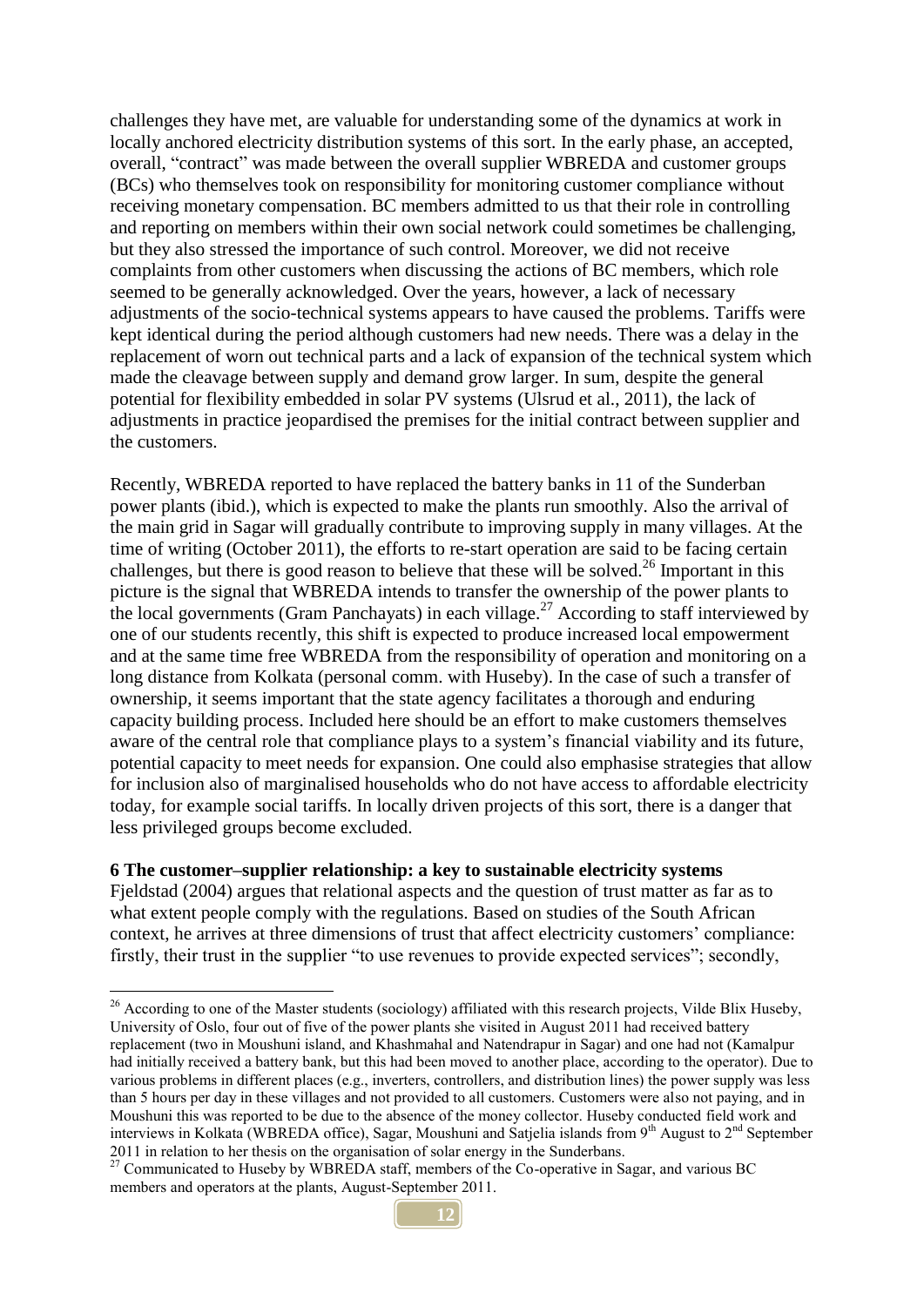challenges they have met, are valuable for understanding some of the dynamics at work in locally anchored electricity distribution systems of this sort. In the early phase, an accepted, overall, "contract" was made between the overall supplier WBREDA and customer groups (BCs) who themselves took on responsibility for monitoring customer compliance without receiving monetary compensation. BC members admitted to us that their role in controlling and reporting on members within their own social network could sometimes be challenging, but they also stressed the importance of such control. Moreover, we did not receive complaints from other customers when discussing the actions of BC members, which role seemed to be generally acknowledged. Over the years, however, a lack of necessary adjustments of the socio-technical systems appears to have caused the problems. Tariffs were kept identical during the period although customers had new needs. There was a delay in the replacement of worn out technical parts and a lack of expansion of the technical system which made the cleavage between supply and demand grow larger. In sum, despite the general potential for flexibility embedded in solar PV systems (Ulsrud et al., 2011), the lack of adjustments in practice jeopardised the premises for the initial contract between supplier and the customers.

Recently, WBREDA reported to have replaced the battery banks in 11 of the Sunderban power plants (ibid.), which is expected to make the plants run smoothly. Also the arrival of the main grid in Sagar will gradually contribute to improving supply in many villages. At the time of writing (October 2011), the efforts to re-start operation are said to be facing certain challenges, but there is good reason to believe that these will be solved.[26] Important in this picture is the signal that WBREDA intends to transfer the ownership of the power plants to the local governments (Gram Panchayats) in each village.[27] According to staff interviewed by one of our students recently, this shift is expected to produce increased local empowerment and at the same time free WBREDA from the responsibility of operation and monitoring on a long distance from Kolkata (personal comm. with Huseby). In the case of such a transfer of ownership, it seems important that the state agency facilitates a thorough and enduring capacity building process. Included here should be an effort to make customers themselves aware of the central role that compliance plays to a system's financial viability and its future, potential capacity to meet needs for expansion. One could also emphasise strategies that allow for inclusion also of marginalised households who do not have access to affordable electricity today, for example social tariffs. In locally driven projects of this sort, there is a danger that less privileged groups become excluded.

## 6 The customer–supplier relationship: a key to sustainable electricity systems

Fjeldstad (2004) argues that relational aspects and the question of trust matter as far as to what extent people comply with the regulations. Based on studies of the South African context, he arrives at three dimensions of trust that affect electricity customers' compliance: firstly, their trust in the supplier "to use revenues to provide expected services"; secondly,

---

[26] According to one of the Master students (sociology) affiliated with this research projects, Vilde Blix Huseby, University of Oslo, four out of five of the power plants she visited in August 2011 had received battery replacement (two in Moushuni island, and Khashmahal and Natendrapur in Sagar) and one had not (Kamalpur had initially received a battery bank, but this had been moved to another place, according to the operator). Due to various problems in different places (e.g., inverters, controllers, and distribution lines) the power supply was less than 5 hours per day in these villages and not provided to all customers. Customers were also not paying, and in Moushuni this was reported to be due to the absence of the money collector. Huseby conducted field work and interviews in Kolkata (WBREDA office), Sagar, Moushuni and Satjelia islands from 9th August to 2nd September 2011 in relation to her thesis on the organisation of solar energy in the Sunderbans.

[27] Communicated to Huseby by WBREDA staff, members of the Co-operative in Sagar, and various BC members and operators at the plants, August-September 2011.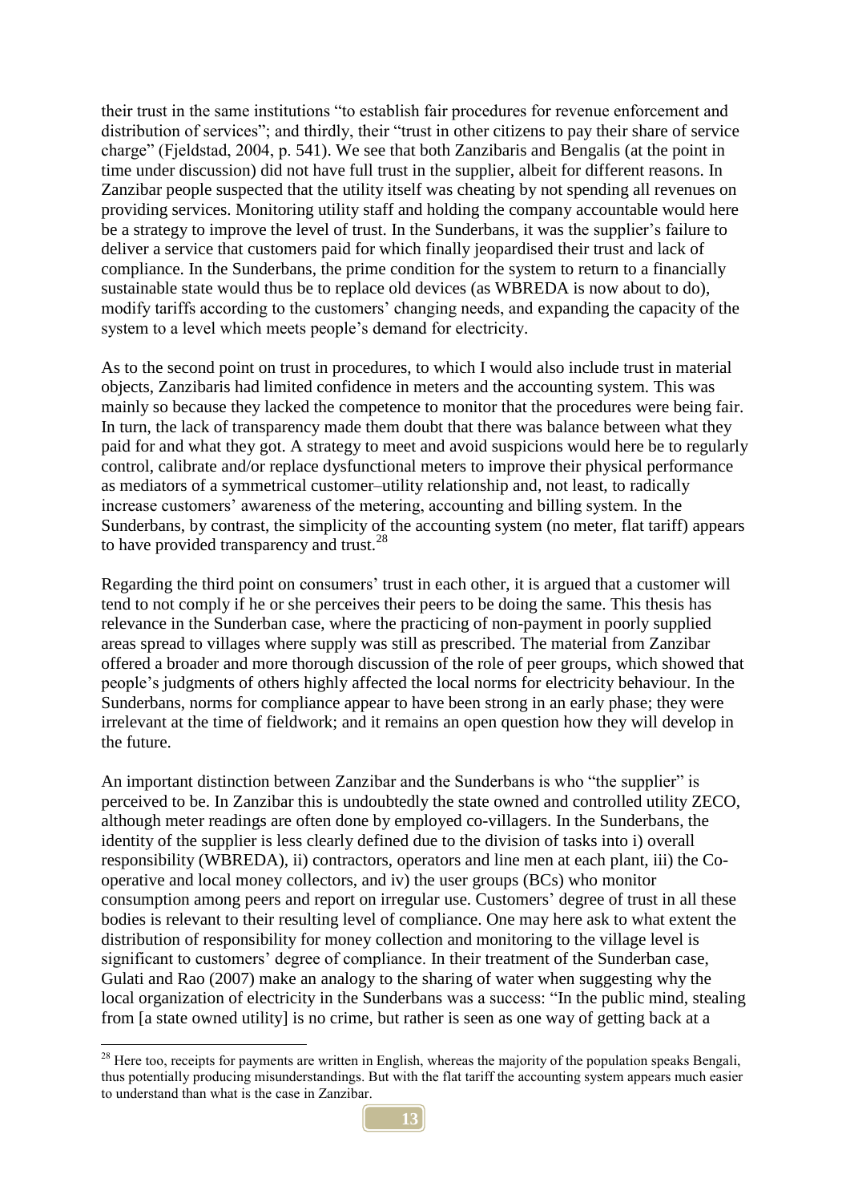their trust in the same institutions "to establish fair procedures for revenue enforcement and distribution of services"; and thirdly, their "trust in other citizens to pay their share of service charge" (Fjeldstad, 2004, p. 541). We see that both Zanzibaris and Bengalis (at the point in time under discussion) did not have full trust in the supplier, albeit for different reasons. In Zanzibar people suspected that the utility itself was cheating by not spending all revenues on providing services. Monitoring utility staff and holding the company accountable would here be a strategy to improve the level of trust. In the Sunderbans, it was the supplier's failure to deliver a service that customers paid for which finally jeopardised their trust and lack of compliance. In the Sunderbans, the prime condition for the system to return to a financially sustainable state would thus be to replace old devices (as WBREDA is now about to do), modify tariffs according to the customers' changing needs, and expanding the capacity of the system to a level which meets people's demand for electricity.

As to the second point on trust in procedures, to which I would also include trust in material objects, Zanzibaris had limited confidence in meters and the accounting system. This was mainly so because they lacked the competence to monitor that the procedures were being fair. In turn, the lack of transparency made them doubt that there was balance between what they paid for and what they got. A strategy to meet and avoid suspicions would here be to regularly control, calibrate and/or replace dysfunctional meters to improve their physical performance as mediators of a symmetrical customer–utility relationship and, not least, to radically increase customers' awareness of the metering, accounting and billing system. In the Sunderbans, by contrast, the simplicity of the accounting system (no meter, flat tariff) appears to have provided transparency and trust.[28]

Regarding the third point on consumers' trust in each other, it is argued that a customer will tend to not comply if he or she perceives their peers to be doing the same. This thesis has relevance in the Sunderban case, where the practicing of non-payment in poorly supplied areas spread to villages where supply was still as prescribed. The material from Zanzibar offered a broader and more thorough discussion of the role of peer groups, which showed that people's judgments of others highly affected the local norms for electricity behaviour. In the Sunderbans, norms for compliance appear to have been strong in an early phase; they were irrelevant at the time of fieldwork; and it remains an open question how they will develop in the future.

An important distinction between Zanzibar and the Sunderbans is who "the supplier" is perceived to be. In Zanzibar this is undoubtedly the state owned and controlled utility ZECO, although meter readings are often done by employed co-villagers. In the Sunderbans, the identity of the supplier is less clearly defined due to the division of tasks into i) overall responsibility (WBREDA), ii) contractors, operators and line men at each plant, iii) the Co-operative and local money collectors, and iv) the user groups (BCs) who monitor consumption among peers and report on irregular use. Customers' degree of trust in all these bodies is relevant to their resulting level of compliance. One may here ask to what extent the distribution of responsibility for money collection and monitoring to the village level is significant to customers' degree of compliance. In their treatment of the Sunderban case, Gulati and Rao (2007) make an analogy to the sharing of water when suggesting why the local organization of electricity in the Sunderbans was a success: "In the public mind, stealing from [a state owned utility] is no crime, but rather is seen as one way of getting back at a

[28] Here too, receipts for payments are written in English, whereas the majority of the population speaks Bengali, thus potentially producing misunderstandings. But with the flat tariff the accounting system appears much easier to understand than what is the case in Zanzibar.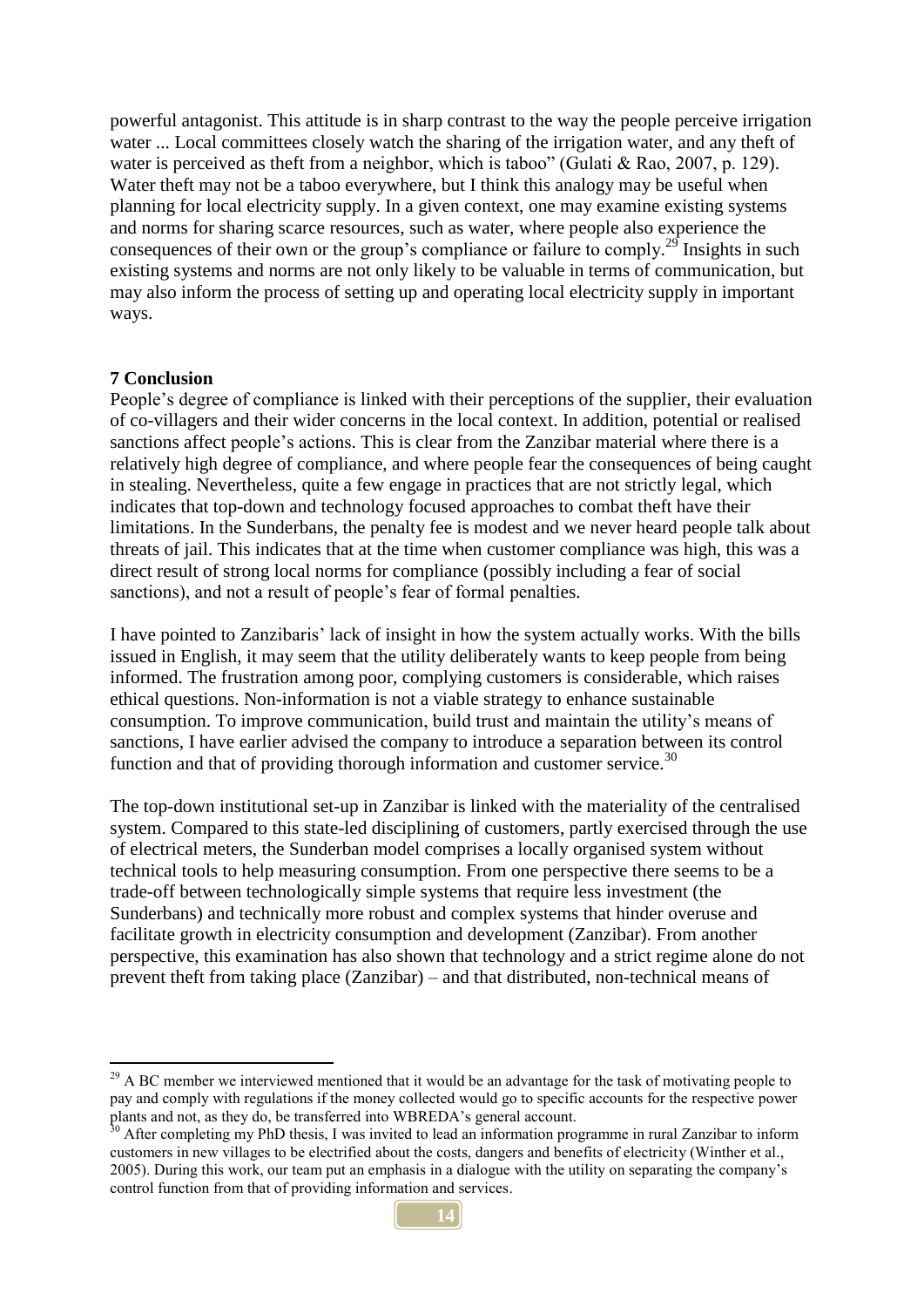powerful antagonist. This attitude is in sharp contrast to the way the people perceive irrigation water ... Local committees closely watch the sharing of the irrigation water, and any theft of water is perceived as theft from a neighbor, which is taboo" (Gulati & Rao, 2007, p. 129). Water theft may not be a taboo everywhere, but I think this analogy may be useful when planning for local electricity supply. In a given context, one may examine existing systems and norms for sharing scarce resources, such as water, where people also experience the consequences of their own or the group's compliance or failure to comply.[29] Insights in such existing systems and norms are not only likely to be valuable in terms of communication, but may also inform the process of setting up and operating local electricity supply in important ways.

## 7 Conclusion

People's degree of compliance is linked with their perceptions of the supplier, their evaluation of co-villagers and their wider concerns in the local context. In addition, potential or realised sanctions affect people's actions. This is clear from the Zanzibar material where there is a relatively high degree of compliance, and where people fear the consequences of being caught in stealing. Nevertheless, quite a few engage in practices that are not strictly legal, which indicates that top-down and technology focused approaches to combat theft have their limitations. In the Sunderbans, the penalty fee is modest and we never heard people talk about threats of jail. This indicates that at the time when customer compliance was high, this was a direct result of strong local norms for compliance (possibly including a fear of social sanctions), and not a result of people's fear of formal penalties.

I have pointed to Zanzibaris' lack of insight in how the system actually works. With the bills issued in English, it may seem that the utility deliberately wants to keep people from being informed. The frustration among poor, complying customers is considerable, which raises ethical questions. Non-information is not a viable strategy to enhance sustainable consumption. To improve communication, build trust and maintain the utility's means of sanctions, I have earlier advised the company to introduce a separation between its control function and that of providing thorough information and customer service.[30]

The top-down institutional set-up in Zanzibar is linked with the materiality of the centralised system. Compared to this state-led disciplining of customers, partly exercised through the use of electrical meters, the Sunderban model comprises a locally organised system without technical tools to help measuring consumption. From one perspective there seems to be a trade-off between technologically simple systems that require less investment (the Sunderbans) and technically more robust and complex systems that hinder overuse and facilitate growth in electricity consumption and development (Zanzibar). From another perspective, this examination has also shown that technology and a strict regime alone do not prevent theft from taking place (Zanzibar) – and that distributed, non-technical means of

---

[29] A BC member we interviewed mentioned that it would be an advantage for the task of motivating people to pay and comply with regulations if the money collected would go to specific accounts for the respective power plants and not, as they do, be transferred into WBREDA's general account.

[30] After completing my PhD thesis, I was invited to lead an information programme in rural Zanzibar to inform customers in new villages to be electrified about the costs, dangers and benefits of electricity (Winther et al., 2005). During this work, our team put an emphasis in a dialogue with the utility on separating the company's control function from that of providing information and services.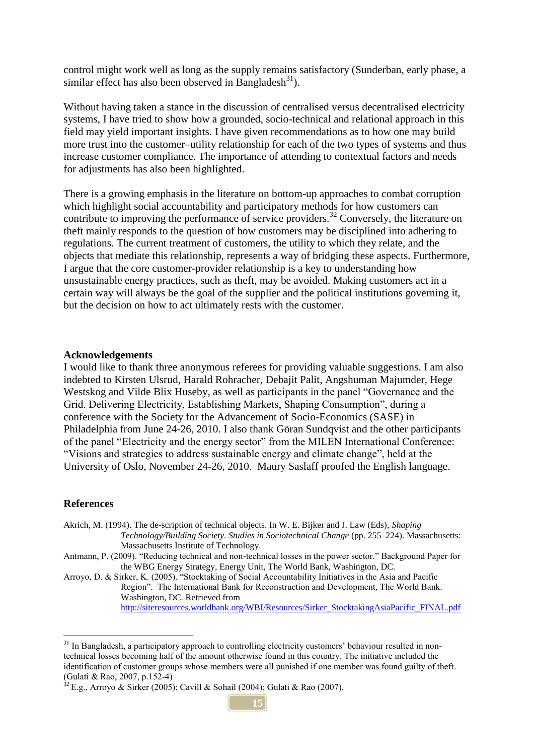control might work well as long as the supply remains satisfactory (Sunderban, early phase, a similar effect has also been observed in Bangladesh[31]).

Without having taken a stance in the discussion of centralised versus decentralised electricity systems, I have tried to show how a grounded, socio-technical and relational approach in this field may yield important insights. I have given recommendations as to how one may build more trust into the customer–utility relationship for each of the two types of systems and thus increase customer compliance. The importance of attending to contextual factors and needs for adjustments has also been highlighted.

There is a growing emphasis in the literature on bottom-up approaches to combat corruption which highlight social accountability and participatory methods for how customers can contribute to improving the performance of service providers.[32] Conversely, the literature on theft mainly responds to the question of how customers may be disciplined into adhering to regulations. The current treatment of customers, the utility to which they relate, and the objects that mediate this relationship, represents a way of bridging these aspects. Furthermore, I argue that the core customer-provider relationship is a key to understanding how unsustainable energy practices, such as theft, may be avoided. Making customers act in a certain way will always be the goal of the supplier and the political institutions governing it, but the decision on how to act ultimately rests with the customer.

**Acknowledgements**

I would like to thank three anonymous referees for providing valuable suggestions. I am also indebted to Kirsten Ulsrud, Harald Rohracher, Debajit Palit, Angshuman Majumder, Hege Westskog and Vilde Blix Huseby, as well as participants in the panel "Governance and the Grid. Delivering Electricity, Establishing Markets, Shaping Consumption", during a conference with the Society for the Advancement of Socio-Economics (SASE) in Philadelphia from June 24-26, 2010. I also thank Göran Sundqvist and the other participants of the panel "Electricity and the energy sector" from the MILEN International Conference: "Visions and strategies to address sustainable energy and climate change", held at the University of Oslo, November 24-26, 2010. Maury Saslaff proofed the English language.

## References

Akrich, M. (1994). The de-scription of technical objects. In W. E. Bijker and J. Law (Eds), *Shaping Technology/Building Society. Studies in Sociotechnical Change* (pp. 255–224). Massachusetts: Massachusetts Institute of Technology.

Antmann, P. (2009). "Reducing technical and non-technical losses in the power sector." Background Paper for the WBG Energy Strategy, Energy Unit, The World Bank, Washington, DC.

Arroyo, D. & Sirker, K. (2005). "Stocktaking of Social Accountability Initiatives in the Asia and Pacific Region". The International Bank for Reconstruction and Development, The World Bank. Washington, DC. Retrieved from http://siteresources.worldbank.org/WBI/Resources/Sirker_StocktakingAsiaPacific_FINAL.pdf

---

[31] In Bangladesh, a participatory approach to controlling electricity customers' behaviour resulted in non-technical losses becoming half of the amount otherwise found in this country. The initiative included the identification of customer groups whose members were all punished if one member was found guilty of theft. (Gulati & Rao, 2007, p.152-4)

[32] E.g., Arroyo & Sirker (2005); Cavill & Sohail (2004); Gulati & Rao (2007).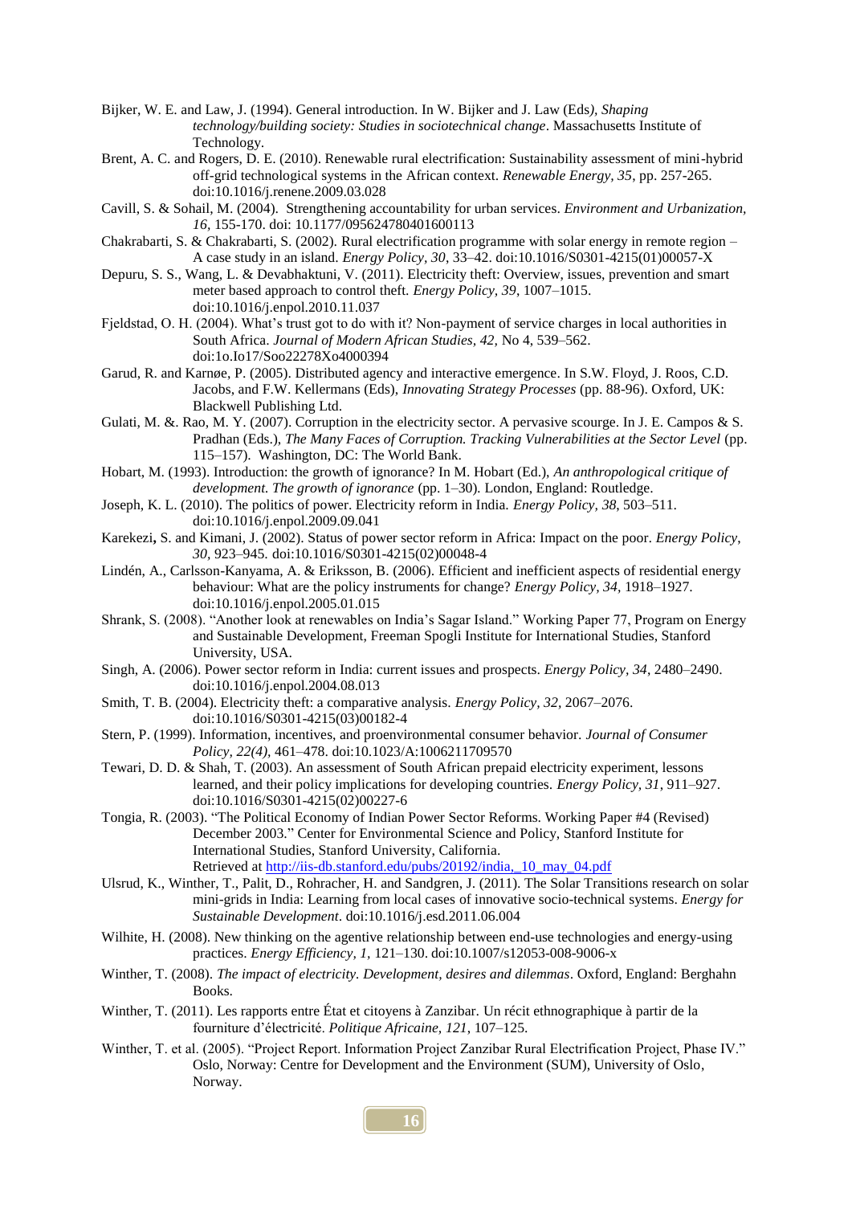Bijker, W. E. and Law, J. (1994). General introduction. In W. Bijker and J. Law (Eds*), Shaping technology/building society: Studies in sociotechnical change*. Massachusetts Institute of Technology.

Brent, A. C. and Rogers, D. E. (2010). Renewable rural electrification: Sustainability assessment of mini-hybrid off-grid technological systems in the African context. *Renewable Energy, 35*, pp. 257-265. doi:10.1016/j.renene.2009.03.028

Cavill, S. & Sohail, M. (2004). Strengthening accountability for urban services. *Environment and Urbanization, 16*, 155-170. doi: 10.1177/095624780401600113

Chakrabarti, S. & Chakrabarti, S. (2002). Rural electrification programme with solar energy in remote region – A case study in an island. *Energy Policy, 30*, 33–42. doi:10.1016/S0301-4215(01)00057-X

Depuru, S. S., Wang, L. & Devabhaktuni, V. (2011). Electricity theft: Overview, issues, prevention and smart meter based approach to control theft. *Energy Policy, 39*, 1007–1015. doi:10.1016/j.enpol.2010.11.037

Fjeldstad, O. H. (2004). What's trust got to do with it? Non-payment of service charges in local authorities in South Africa. *Journal of Modern African Studies, 42,* No 4, 539–562. doi:1o.Io17/Soo22278Xo4000394

Garud, R. and Karnøe, P. (2005). Distributed agency and interactive emergence. In S.W. Floyd, J. Roos, C.D. Jacobs, and F.W. Kellermans (Eds), *Innovating Strategy Processes* (pp. 88-96). Oxford, UK: Blackwell Publishing Ltd.

Gulati, M. &. Rao, M. Y. (2007). Corruption in the electricity sector. A pervasive scourge. In J. E. Campos & S. Pradhan (Eds.), *The Many Faces of Corruption. Tracking Vulnerabilities at the Sector Level* (pp. 115–157). Washington, DC: The World Bank.

Hobart, M. (1993). Introduction: the growth of ignorance? In M. Hobart (Ed.), *An anthropological critique of development. The growth of ignorance* (pp. 1–30). London, England: Routledge.

Joseph, K. L. (2010). The politics of power. Electricity reform in India. *Energy Policy, 38*, 503–511. doi:10.1016/j.enpol.2009.09.041

Karekezi**,** S. and Kimani, J. (2002). Status of power sector reform in Africa: Impact on the poor. *Energy Policy*, *30,* 923–945. doi:10.1016/S0301-4215(02)00048-4

Lindén, A., Carlsson-Kanyama, A. & Eriksson, B. (2006). Efficient and inefficient aspects of residential energy behaviour: What are the policy instruments for change? *Energy Policy, 34*, 1918–1927. doi:10.1016/j.enpol.2005.01.015

Shrank, S. (2008). "Another look at renewables on India's Sagar Island." Working Paper 77, Program on Energy and Sustainable Development, Freeman Spogli Institute for International Studies, Stanford University, USA.

Singh, A. (2006). Power sector reform in India: current issues and prospects. *Energy Policy*, *34*, 2480–2490. doi:10.1016/j.enpol.2004.08.013

Smith, T. B. (2004). Electricity theft: a comparative analysis. *Energy Policy, 32,* 2067–2076. doi:10.1016/S0301-4215(03)00182-4

Stern, P. (1999). Information, incentives, and proenvironmental consumer behavior. *Journal of Consumer Policy, 22(4),* 461–478. doi:10.1023/A:1006211709570

Tewari, D. D. & Shah, T. (2003). An assessment of South African prepaid electricity experiment, lessons learned, and their policy implications for developing countries. *Energy Policy, 31*, 911–927. doi:10.1016/S0301-4215(02)00227-6

Tongia, R. (2003). "The Political Economy of Indian Power Sector Reforms. Working Paper #4 (Revised) December 2003." Center for Environmental Science and Policy, Stanford Institute for International Studies, Stanford University, California. Retrieved at http://iis-db.stanford.edu/pubs/20192/india,_10_may_04.pdf

Ulsrud, K., Winther, T., Palit, D., Rohracher, H. and Sandgren, J. (2011). The Solar Transitions research on solar mini-grids in India: Learning from local cases of innovative socio-technical systems. *Energy for Sustainable Development*. doi:10.1016/j.esd.2011.06.004

Wilhite, H. (2008). New thinking on the agentive relationship between end-use technologies and energy-using practices. *Energy Efficiency, 1,* 121–130. doi:10.1007/s12053-008-9006-x

Winther, T. (2008). *The impact of electricity. Development, desires and dilemmas*. Oxford, England: Berghahn Books.

Winther, T. (2011). Les rapports entre État et citoyens à Zanzibar. Un récit ethnographique à partir de la fourniture d'électricité. *Politique Africaine, 121*, 107–125.

Winther, T. et al. (2005). "Project Report. Information Project Zanzibar Rural Electrification Project, Phase IV." Oslo, Norway: Centre for Development and the Environment (SUM), University of Oslo, Norway.